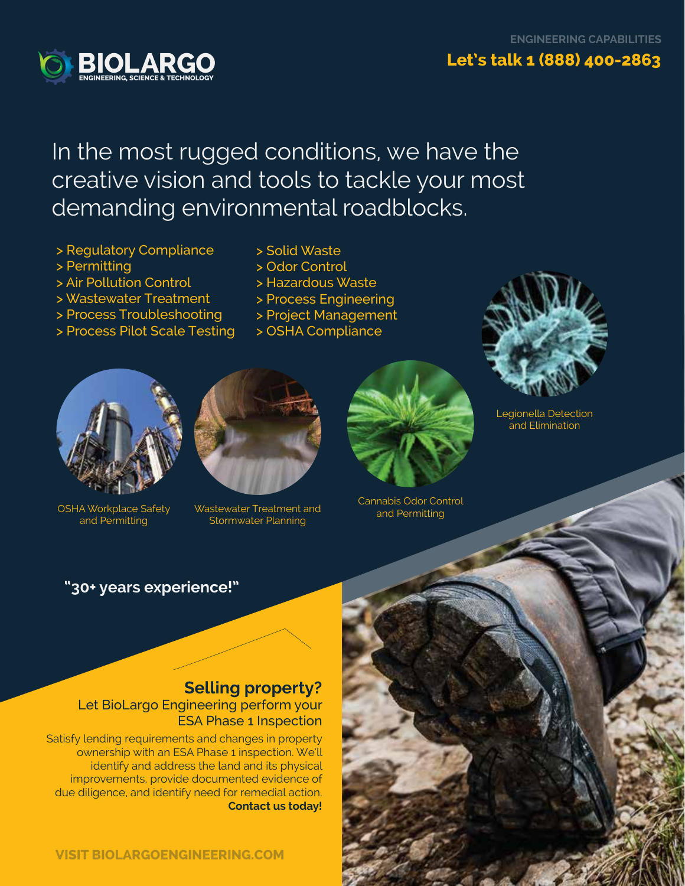# BIOLARGO
ENGINEERING, SCIENCE & TECHNOLOGY

ENGINEERING CAPABILITIES

**Let's talk 1 (888) 400-2863**

## In the most rugged conditions, we have the creative vision and tools to tackle your most demanding environmental roadblocks.

- > Regulatory Compliance
- > Permitting
- > Air Pollution Control
- > Wastewater Treatment
- > Process Troubleshooting
- > Process Pilot Scale Testing
- > Solid Waste
- > Odor Control
- > Hazardous Waste
- > Process Engineering
- > Project Management
- > OSHA Compliance

Legionella Detection and Elimination

OSHA Workplace Safety and Permitting

Wastewater Treatment and Stormwater Planning

Cannabis Odor Control and Permitting

**"30+ years experience!"**

## Selling property?

### Let BioLargo Engineering perform your ESA Phase 1 Inspection

Satisfy lending requirements and changes in property ownership with an ESA Phase 1 inspection. We'll identify and address the land and its physical improvements, provide documented evidence of due diligence, and identify need for remedial action. **Contact us today!**

**VISIT BIOLARGOENGINEERING.COM**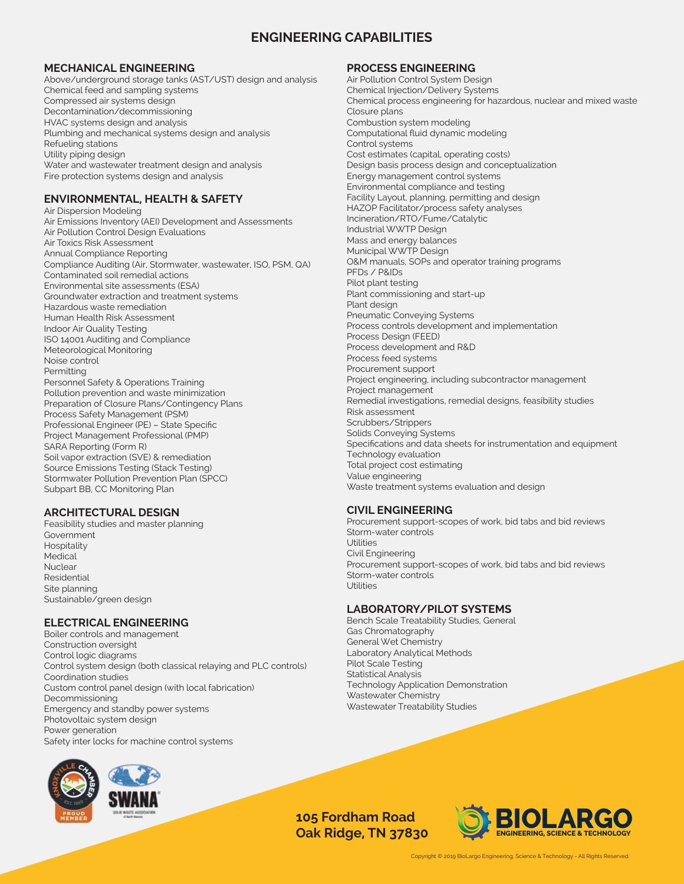# ENGINEERING CAPABILITIES

## MECHANICAL ENGINEERING

Above/underground storage tanks (AST/UST) design and analysis
Chemical feed and sampling systems
Compressed air systems design
Decontamination/decommissioning
HVAC systems design and analysis
Plumbing and mechanical systems design and analysis
Refueling stations
Utility piping design
Water and wastewater treatment design and analysis
Fire protection systems design and analysis

## ENVIRONMENTAL, HEALTH & SAFETY

Air Dispersion Modeling
Air Emissions Inventory (AEI) Development and Assessments
Air Pollution Control Design Evaluations
Air Toxics Risk Assessment
Annual Compliance Reporting
Compliance Auditing (Air, Stormwater, wastewater, ISO, PSM, QA)
Contaminated soil remedial actions
Environmental site assessments (ESA)
Groundwater extraction and treatment systems
Hazardous waste remediation
Human Health Risk Assessment
Indoor Air Quality Testing
ISO 14001 Auditing and Compliance
Meteorological Monitoring
Noise control
Permitting
Personnel Safety & Operations Training
Pollution prevention and waste minimization
Preparation of Closure Plans/Contingency Plans
Process Safety Management (PSM)
Professional Engineer (PE) – State Specific
Project Management Professional (PMP)
SARA Reporting (Form R)
Soil vapor extraction (SVE) & remediation
Source Emissions Testing (Stack Testing)
Stormwater Pollution Prevention Plan (SPCC)
Subpart BB, CC Monitoring Plan

## ARCHITECTURAL DESIGN

Feasibility studies and master planning
Government
Hospitality
Medical
Nuclear
Residential
Site planning
Sustainable/green design

## ELECTRICAL ENGINEERING

Boiler controls and management
Construction oversight
Control logic diagrams
Control system design (both classical relaying and PLC controls)
Coordination studies
Custom control panel design (with local fabrication)
Decommissioning
Emergency and standby power systems
Photovoltaic system design
Power generation
Safety inter locks for machine control systems

## PROCESS ENGINEERING

Air Pollution Control System Design
Chemical Injection/Delivery Systems
Chemical process engineering for hazardous, nuclear and mixed waste
Closure plans
Combustion system modeling
Computational fluid dynamic modeling
Control systems
Cost estimates (capital, operating costs)
Design basis process design and conceptualization
Energy management control systems
Environmental compliance and testing
Facility Layout, planning, permitting and design
HAZOP Facilitator/process safety analyses
Incineration/RTO/Fume/Catalytic
Industrial WWTP Design
Mass and energy balances
Municipal WWTP Design
O&M manuals, SOPs and operator training programs
PFDs / P&IDs
Pilot plant testing
Plant commissioning and start-up
Plant design
Pneumatic Conveying Systems
Process controls development and implementation
Process Design (FEED)
Process development and R&D
Process feed systems
Procurement support
Project engineering, including subcontractor management
Project management
Remedial investigations, remedial designs, feasibility studies
Risk assessment
Scrubbers/Strippers
Solids Conveying Systems
Specifications and data sheets for instrumentation and equipment
Technology evaluation
Total project cost estimating
Value engineering
Waste treatment systems evaluation and design

## CIVIL ENGINEERING

Procurement support-scopes of work, bid tabs and bid reviews
Storm-water controls
Utilities
Civil Engineering
Procurement support-scopes of work, bid tabs and bid reviews
Storm-water controls
Utilities

## LABORATORY/PILOT SYSTEMS

Bench Scale Treatability Studies, General
Gas Chromatography
General Wet Chemistry
Laboratory Analytical Methods
Pilot Scale Testing
Statistical Analysis
Technology Application Demonstration
Wastewater Chemistry
Wastewater Treatability Studies

**105 Fordham Road**
**Oak Ridge, TN 37830**

BIOLARGO ENGINEERING, SCIENCE & TECHNOLOGY

Copyright © 2019 BioLargo Engineering, Science & Technology - All Rights Reserved.